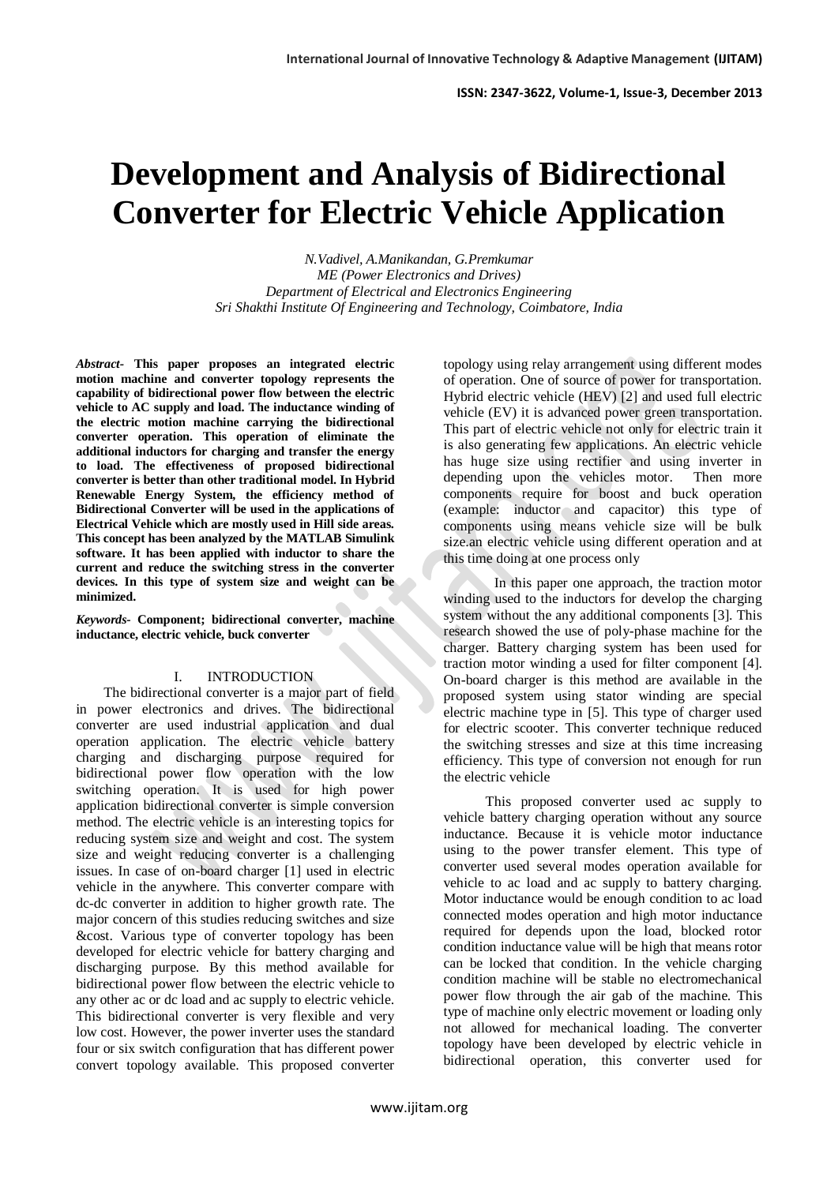# Development and Analysis of Bidirectional Converter for Electric Vehicle Application

*N.Vadivel, A.Manikandan, G.Premkumar*
*ME (Power Electronics and Drives)*
*Department of Electrical and Electronics Engineering*
*Sri Shakthi Institute Of Engineering and Technology, Coimbatore, India*

***Abstract*- This paper proposes an integrated electric motion machine and converter topology represents the capability of bidirectional power flow between the electric vehicle to AC supply and load. The inductance winding of the electric motion machine carrying the bidirectional converter operation. This operation of eliminate the additional inductors for charging and transfer the energy to load. The effectiveness of proposed bidirectional converter is better than other traditional model. In Hybrid Renewable Energy System, the efficiency method of Bidirectional Converter will be used in the applications of Electrical Vehicle which are mostly used in Hill side areas. This concept has been analyzed by the MATLAB Simulink software. It has been applied with inductor to share the current and reduce the switching stress in the converter devices. In this type of system size and weight can be minimized.**

***Keywords*- Component; bidirectional converter, machine inductance, electric vehicle, buck converter**

## I. INTRODUCTION

The bidirectional converter is a major part of field in power electronics and drives. The bidirectional converter are used industrial application and dual operation application. The electric vehicle battery charging and discharging purpose required for bidirectional power flow operation with the low switching operation. It is used for high power application bidirectional converter is simple conversion method. The electric vehicle is an interesting topics for reducing system size and weight and cost. The system size and weight reducing converter is a challenging issues. In case of on-board charger [1] used in electric vehicle in the anywhere. This converter compare with dc-dc converter in addition to higher growth rate. The major concern of this studies reducing switches and size &cost. Various type of converter topology has been developed for electric vehicle for battery charging and discharging purpose. By this method available for bidirectional power flow between the electric vehicle to any other ac or dc load and ac supply to electric vehicle. This bidirectional converter is very flexible and very low cost. However, the power inverter uses the standard four or six switch configuration that has different power convert topology available. This proposed converter topology using relay arrangement using different modes of operation. One of source of power for transportation. Hybrid electric vehicle (HEV) [2] and used full electric vehicle (EV) it is advanced power green transportation. This part of electric vehicle not only for electric train it is also generating few applications. An electric vehicle has huge size using rectifier and using inverter in depending upon the vehicles motor. Then more components require for boost and buck operation (example: inductor and capacitor) this type of components using means vehicle size will be bulk size.an electric vehicle using different operation and at this time doing at one process only

In this paper one approach, the traction motor winding used to the inductors for develop the charging system without the any additional components [3]. This research showed the use of poly-phase machine for the charger. Battery charging system has been used for traction motor winding a used for filter component [4]. On-board charger is this method are available in the proposed system using stator winding are special electric machine type in [5]. This type of charger used for electric scooter. This converter technique reduced the switching stresses and size at this time increasing efficiency. This type of conversion not enough for run the electric vehicle

This proposed converter used ac supply to vehicle battery charging operation without any source inductance. Because it is vehicle motor inductance using to the power transfer element. This type of converter used several modes operation available for vehicle to ac load and ac supply to battery charging. Motor inductance would be enough condition to ac load connected modes operation and high motor inductance required for depends upon the load, blocked rotor condition inductance value will be high that means rotor can be locked that condition. In the vehicle charging condition machine will be stable no electromechanical power flow through the air gab of the machine. This type of machine only electric movement or loading only not allowed for mechanical loading. The converter topology have been developed by electric vehicle in bidirectional operation, this converter used for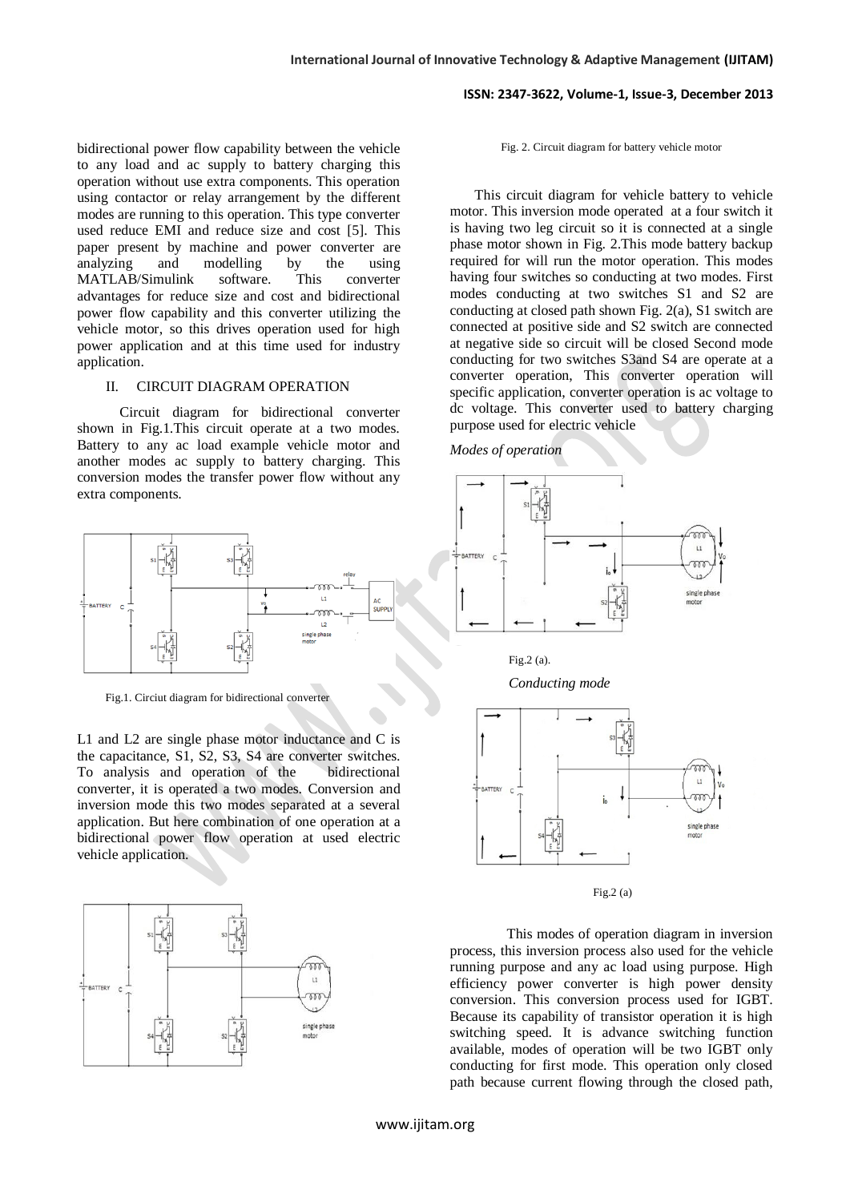bidirectional power flow capability between the vehicle to any load and ac supply to battery charging this operation without use extra components. This operation using contactor or relay arrangement by the different modes are running to this operation. This type converter used reduce EMI and reduce size and cost [5]. This paper present by machine and power converter are analyzing and modelling by the using MATLAB/Simulink software. This converter advantages for reduce size and cost and bidirectional power flow capability and this converter utilizing the vehicle motor, so this drives operation used for high power application and at this time used for industry application.

## II. CIRCUIT DIAGRAM OPERATION

Circuit diagram for bidirectional converter shown in Fig.1.This circuit operate at a two modes. Battery to any ac load example vehicle motor and another modes ac supply to battery charging. This conversion modes the transfer power flow without any extra components.

Fig.1. Circiut diagram for bidirectional converter

L1 and L2 are single phase motor inductance and C is the capacitance, S1, S2, S3, S4 are converter switches. To analysis and operation of the bidirectional converter, it is operated a two modes. Conversion and inversion mode this two modes separated at a several application. But here combination of one operation at a bidirectional power flow operation at used electric vehicle application.

Fig. 2. Circuit diagram for battery vehicle motor

This circuit diagram for vehicle battery to vehicle motor. This inversion mode operated at a four switch it is having two leg circuit so it is connected at a single phase motor shown in Fig. 2.This mode battery backup required for will run the motor operation. This modes having four switches so conducting at two modes. First modes conducting at two switches S1 and S2 are conducting at closed path shown Fig. 2(a), S1 switch are connected at positive side and S2 switch are connected at negative side so circuit will be closed Second mode conducting for two switches S3and S4 are operate at a converter operation, This converter operation will specific application, converter operation is ac voltage to dc voltage. This converter used to battery charging purpose used for electric vehicle

*Modes of operation*

Fig.2 (a).

*Conducting mode*

Fig.2 (a)

This modes of operation diagram in inversion process, this inversion process also used for the vehicle running purpose and any ac load using purpose. High efficiency power converter is high power density conversion. This conversion process used for IGBT. Because its capability of transistor operation it is high switching speed. It is advance switching function available, modes of operation will be two IGBT only conducting for first mode. This operation only closed path because current flowing through the closed path,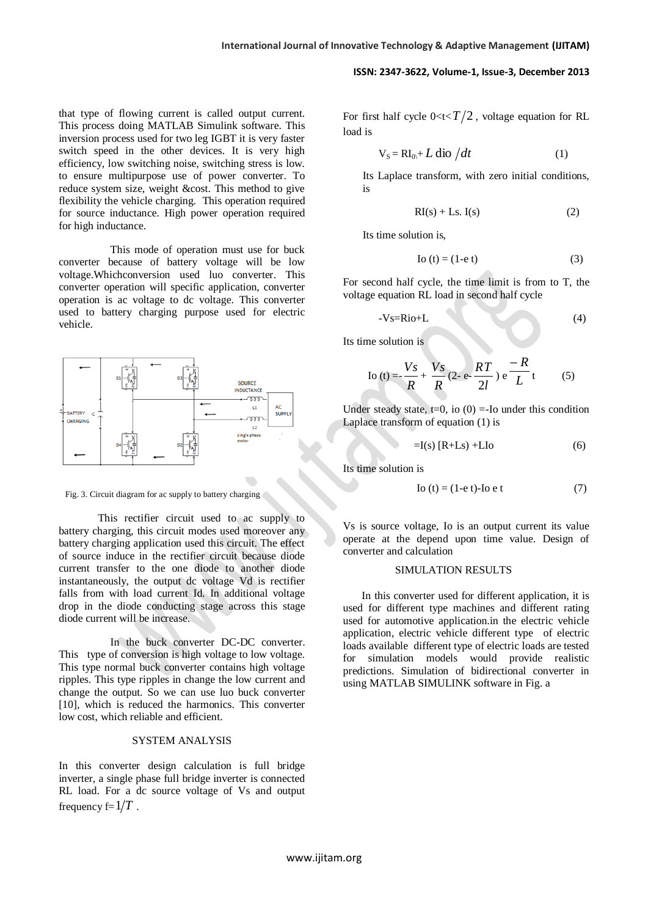that type of flowing current is called output current. This process doing MATLAB Simulink software. This inversion process used for two leg IGBT it is very faster switch speed in the other devices. It is very high efficiency, low switching noise, switching stress is low. to ensure multipurpose use of power converter. To reduce system size, weight &cost. This method to give flexibility the vehicle charging. This operation required for source inductance. High power operation required for high inductance.

This mode of operation must use for buck converter because of battery voltage will be low voltage.Whichconversion used luo converter. This converter operation will specific application, converter operation is ac voltage to dc voltage. This converter used to battery charging purpose used for electric vehicle.

Fig. 3. Circuit diagram for ac supply to battery charging

This rectifier circuit used to ac supply to battery charging, this circuit modes used moreover any battery charging application used this circuit. The effect of source induce in the rectifier circuit because diode current transfer to the one diode to another diode instantaneously, the output dc voltage Vd is rectifier falls from with load current Id. In additional voltage drop in the diode conducting stage across this stage diode current will be increase.

In the buck converter DC-DC converter. This type of conversion is high voltage to low voltage. This type normal buck converter contains high voltage ripples. This type ripples in change the low current and change the output. So we can use luo buck converter [10], which is reduced the harmonics. This converter low cost, which reliable and efficient.

## SYSTEM ANALYSIS

In this converter design calculation is full bridge inverter, a single phase full bridge inverter is connected RL load. For a dc source voltage of Vs and output frequency $f = 1/T$ .

For first half cycle $0<t<T/2$ , voltage equation for RL load is

$$V_S = RI_{0\backslash} + L\, dio\ /dt \tag{1}$$

Its Laplace transform, with zero initial conditions, is

$$RI(s) + Ls.\ I(s) \tag{2}$$

Its time solution is,

$$Io\ (t) = (1\text{-}e\ t) \tag{3}$$

For second half cycle, the time limit is from to T, the voltage equation RL load in second half cycle

$$\text{-}Vs\text{=}Rio\text{+}L \tag{4}$$

Its time solution is

$$Io\ (t) = -\frac{Vs}{R} + \frac{Vs}{R}\,(2\text{-}\ e\text{-}\frac{RT}{2l}\,)\ e^{\frac{-R}{L}t} \tag{5}$$

Under steady state, t=0, io (0) =-Io under this condition Laplace transform of equation (1) is

$$=I(s)\ [R+Ls]\ +LIo \tag{6}$$

Its time solution is

$$Io\ (t) = (1\text{-}e\ t)\text{-}Io\ e\ t \tag{7}$$

Vs is source voltage, Io is an output current its value operate at the depend upon time value. Design of converter and calculation

## SIMULATION RESULTS

In this converter used for different application, it is used for different type machines and different rating used for automotive application.in the electric vehicle application, electric vehicle different type of electric loads available different type of electric loads are tested for simulation models would provide realistic predictions. Simulation of bidirectional converter in using MATLAB SIMULINK software in Fig. a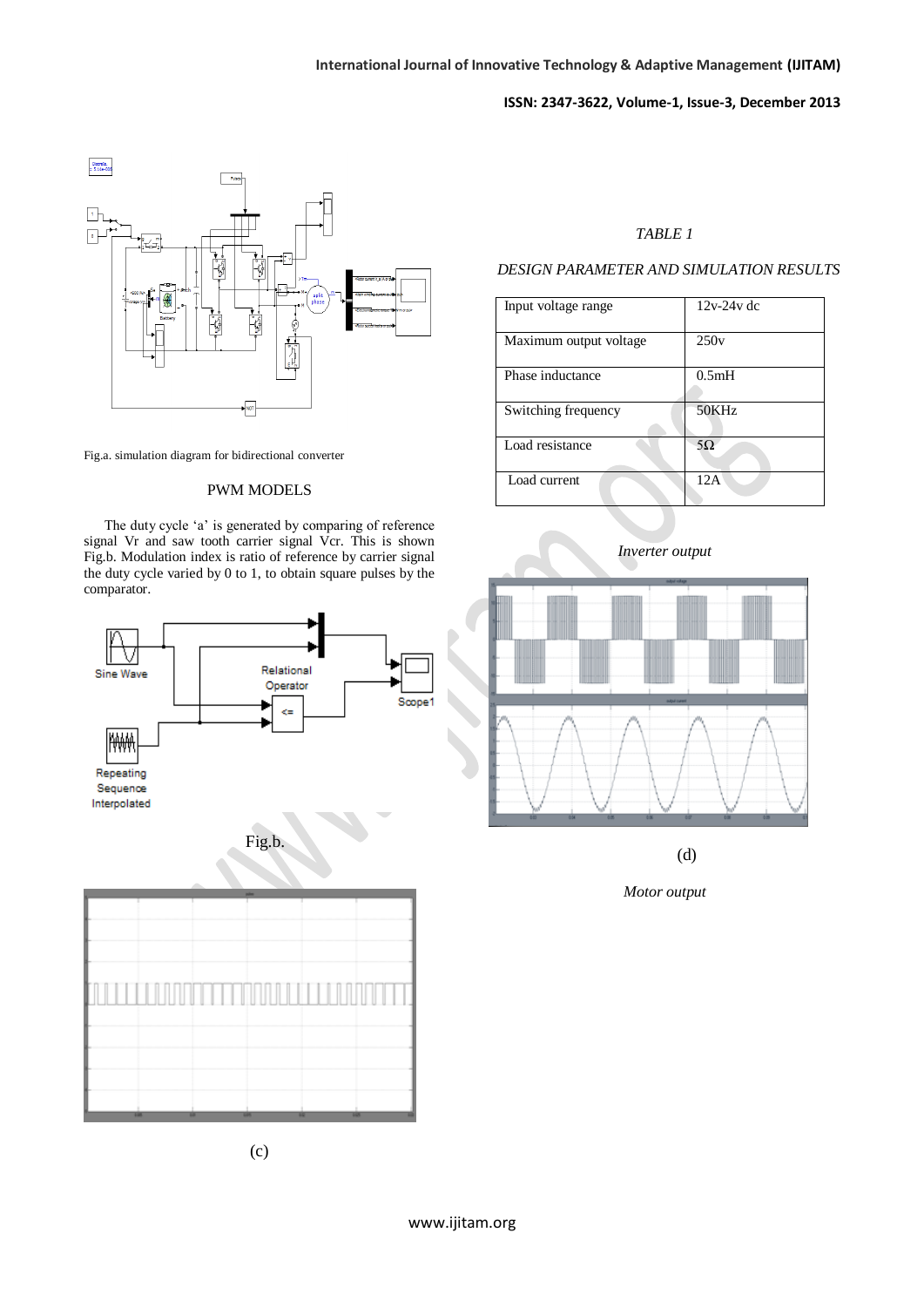Fig.a. simulation diagram for bidirectional converter

## PWM MODELS

The duty cycle 'a' is generated by comparing of reference signal Vr and saw tooth carrier signal Vcr. This is shown Fig.b. Modulation index is ratio of reference by carrier signal the duty cycle varied by 0 to 1, to obtain square pulses by the comparator.

Fig.b.

(c)

*TABLE 1*

*DESIGN PARAMETER AND SIMULATION RESULTS*

| Input voltage range | 12v-24v dc |
|---|---|
| Maximum output voltage | 250v |
| Phase inductance | 0.5mH |
| Switching frequency | 50KHz |
| Load resistance | 5Ω |
| Load current | 12A |

*Inverter output*

(d)

*Motor output*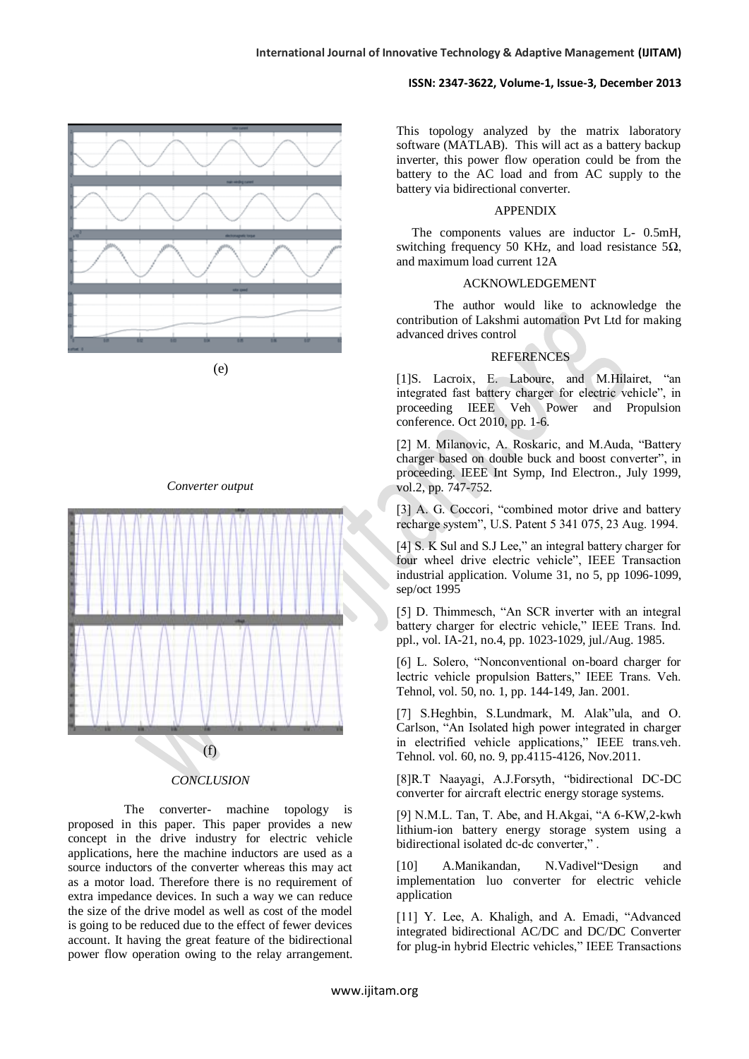(e)

*Converter output*

(f)

*CONCLUSION*

The converter- machine topology is proposed in this paper. This paper provides a new concept in the drive industry for electric vehicle applications, here the machine inductors are used as a source inductors of the converter whereas this may act as a motor load. Therefore there is no requirement of extra impedance devices. In such a way we can reduce the size of the drive model as well as cost of the model is going to be reduced due to the effect of fewer devices account. It having the great feature of the bidirectional power flow operation owing to the relay arrangement. This topology analyzed by the matrix laboratory software (MATLAB). This will act as a battery backup inverter, this power flow operation could be from the battery to the AC load and from AC supply to the battery via bidirectional converter.

APPENDIX

The components values are inductor L- 0.5mH, switching frequency 50 KHz, and load resistance 5Ω, and maximum load current 12A

ACKNOWLEDGEMENT

The author would like to acknowledge the contribution of Lakshmi automation Pvt Ltd for making advanced drives control

REFERENCES

[1]S. Lacroix, E. Laboure, and M.Hilairet, "an integrated fast battery charger for electric vehicle", in proceeding IEEE Veh Power and Propulsion conference. Oct 2010, pp. 1-6.

[2] M. Milanovic, A. Roskaric, and M.Auda, "Battery charger based on double buck and boost converter", in proceeding. IEEE Int Symp, Ind Electron., July 1999, vol.2, pp. 747-752.

[3] A. G. Coccori, "combined motor drive and battery recharge system", U.S. Patent 5 341 075, 23 Aug. 1994.

[4] S. K Sul and S.J Lee," an integral battery charger for four wheel drive electric vehicle", IEEE Transaction industrial application. Volume 31, no 5, pp 1096-1099, sep/oct 1995

[5] D. Thimmesch, "An SCR inverter with an integral battery charger for electric vehicle," IEEE Trans. Ind. ppl., vol. IA-21, no.4, pp. 1023-1029, jul./Aug. 1985.

[6] L. Solero, "Nonconventional on-board charger for lectric vehicle propulsion Batters," IEEE Trans. Veh. Tehnol, vol. 50, no. 1, pp. 144-149, Jan. 2001.

[7] S.Heghbin, S.Lundmark, M. Alak"ula, and O. Carlson, "An Isolated high power integrated in charger in electrified vehicle applications," IEEE trans.veh. Tehnol. vol. 60, no. 9, pp.4115-4126, Nov.2011.

[8]R.T Naayagi, A.J.Forsyth, "bidirectional DC-DC converter for aircraft electric energy storage systems.

[9] N.M.L. Tan, T. Abe, and H.Akgai, "A 6-KW,2-kwh lithium-ion battery energy storage system using a bidirectional isolated dc-dc converter," .

[10] A.Manikandan, N.Vadivel"Design and implementation luo converter for electric vehicle application

[11] Y. Lee, A. Khaligh, and A. Emadi, "Advanced integrated bidirectional AC/DC and DC/DC Converter for plug-in hybrid Electric vehicles," IEEE Transactions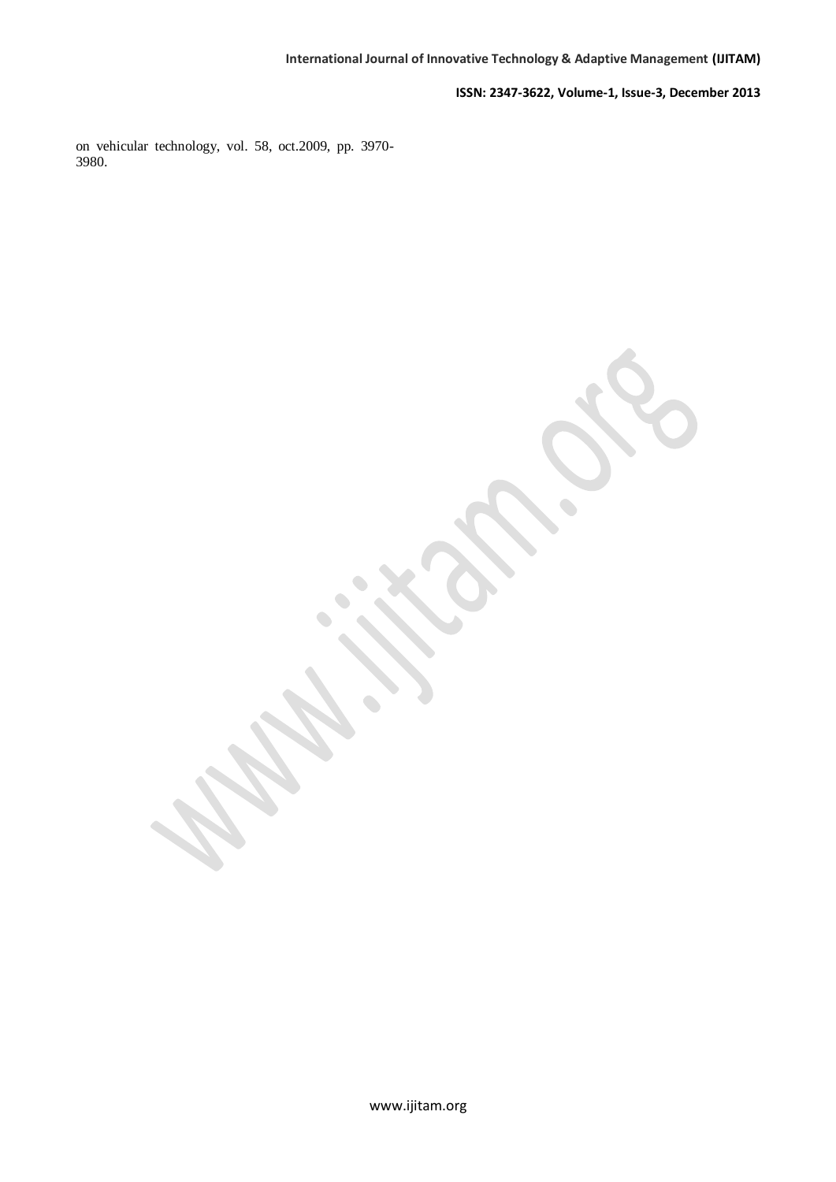on vehicular technology, vol. 58, oct.2009, pp. 3970-3980.